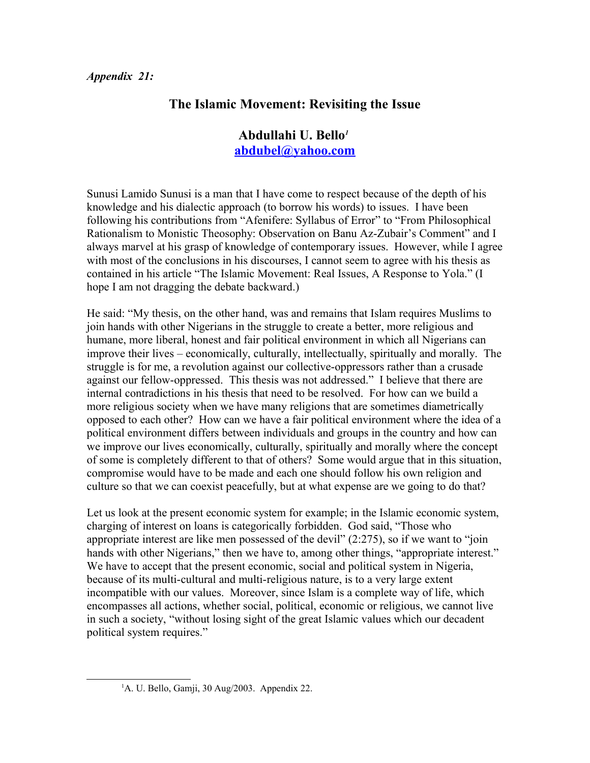*Appendix 21:*

## The Islamic Movement: Revisiting the Issue

### Abdullahi U. Bello[1]
abdubel@yahoo.com

Sunusi Lamido Sunusi is a man that I have come to respect because of the depth of his knowledge and his dialectic approach (to borrow his words) to issues. I have been following his contributions from "Afenifere: Syllabus of Error" to "From Philosophical Rationalism to Monistic Theosophy: Observation on Banu Az-Zubair's Comment" and I always marvel at his grasp of knowledge of contemporary issues. However, while I agree with most of the conclusions in his discourses, I cannot seem to agree with his thesis as contained in his article "The Islamic Movement: Real Issues, A Response to Yola." (I hope I am not dragging the debate backward.)

He said: "My thesis, on the other hand, was and remains that Islam requires Muslims to join hands with other Nigerians in the struggle to create a better, more religious and humane, more liberal, honest and fair political environment in which all Nigerians can improve their lives – economically, culturally, intellectually, spiritually and morally. The struggle is for me, a revolution against our collective-oppressors rather than a crusade against our fellow-oppressed. This thesis was not addressed." I believe that there are internal contradictions in his thesis that need to be resolved. For how can we build a more religious society when we have many religions that are sometimes diametrically opposed to each other? How can we have a fair political environment where the idea of a political environment differs between individuals and groups in the country and how can we improve our lives economically, culturally, spiritually and morally where the concept of some is completely different to that of others? Some would argue that in this situation, compromise would have to be made and each one should follow his own religion and culture so that we can coexist peacefully, but at what expense are we going to do that?

Let us look at the present economic system for example; in the Islamic economic system, charging of interest on loans is categorically forbidden. God said, "Those who appropriate interest are like men possessed of the devil" (2:275), so if we want to "join hands with other Nigerians," then we have to, among other things, "appropriate interest." We have to accept that the present economic, social and political system in Nigeria, because of its multi-cultural and multi-religious nature, is to a very large extent incompatible with our values. Moreover, since Islam is a complete way of life, which encompasses all actions, whether social, political, economic or religious, we cannot live in such a society, "without losing sight of the great Islamic values which our decadent political system requires."

[1] A. U. Bello, Gamji, 30 Aug/2003. Appendix 22.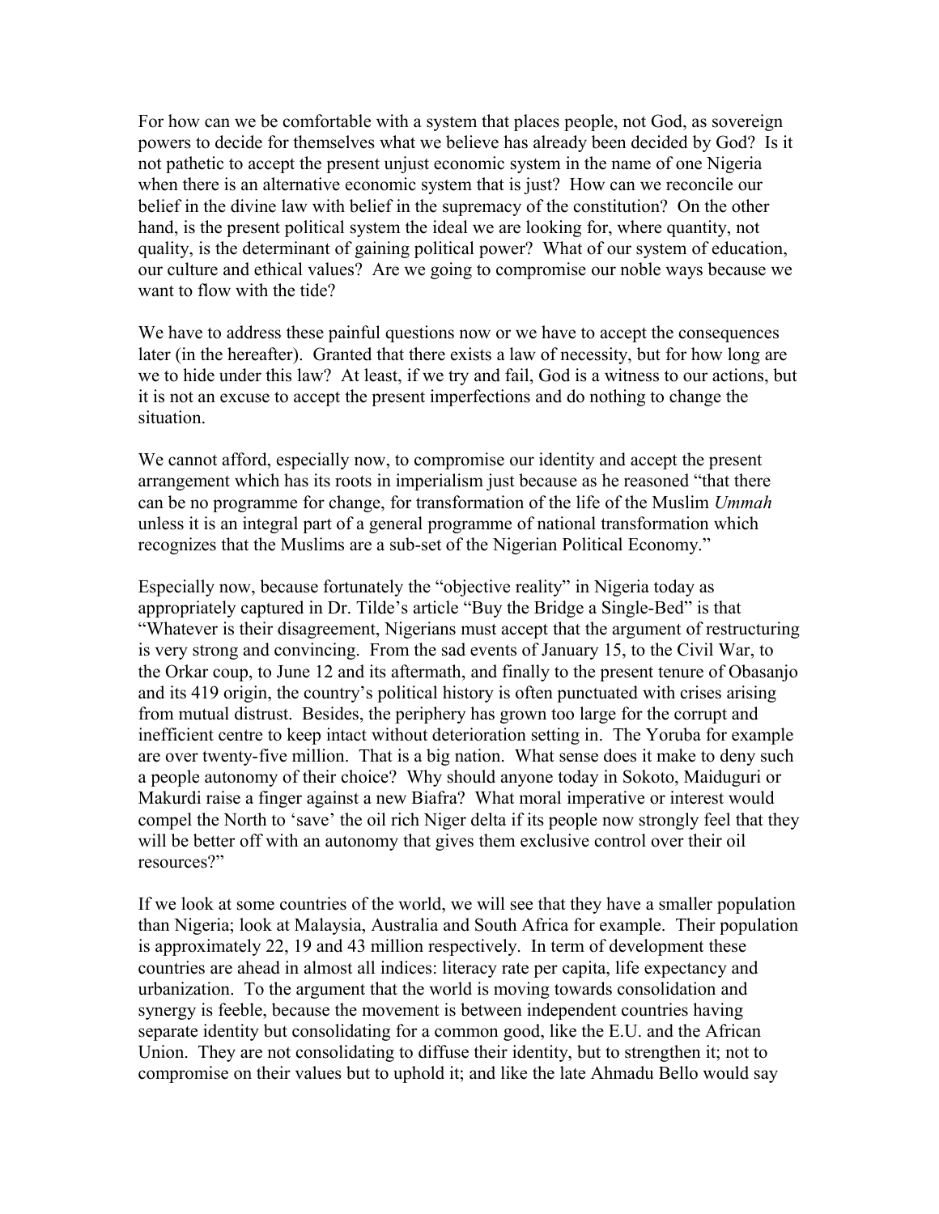For how can we be comfortable with a system that places people, not God, as sovereign powers to decide for themselves what we believe has already been decided by God? Is it not pathetic to accept the present unjust economic system in the name of one Nigeria when there is an alternative economic system that is just? How can we reconcile our belief in the divine law with belief in the supremacy of the constitution? On the other hand, is the present political system the ideal we are looking for, where quantity, not quality, is the determinant of gaining political power? What of our system of education, our culture and ethical values? Are we going to compromise our noble ways because we want to flow with the tide?

We have to address these painful questions now or we have to accept the consequences later (in the hereafter). Granted that there exists a law of necessity, but for how long are we to hide under this law? At least, if we try and fail, God is a witness to our actions, but it is not an excuse to accept the present imperfections and do nothing to change the situation.

We cannot afford, especially now, to compromise our identity and accept the present arrangement which has its roots in imperialism just because as he reasoned "that there can be no programme for change, for transformation of the life of the Muslim *Ummah* unless it is an integral part of a general programme of national transformation which recognizes that the Muslims are a sub-set of the Nigerian Political Economy."

Especially now, because fortunately the "objective reality" in Nigeria today as appropriately captured in Dr. Tilde's article "Buy the Bridge a Single-Bed" is that "Whatever is their disagreement, Nigerians must accept that the argument of restructuring is very strong and convincing. From the sad events of January 15, to the Civil War, to the Orkar coup, to June 12 and its aftermath, and finally to the present tenure of Obasanjo and its 419 origin, the country's political history is often punctuated with crises arising from mutual distrust. Besides, the periphery has grown too large for the corrupt and inefficient centre to keep intact without deterioration setting in. The Yoruba for example are over twenty-five million. That is a big nation. What sense does it make to deny such a people autonomy of their choice? Why should anyone today in Sokoto, Maiduguri or Makurdi raise a finger against a new Biafra? What moral imperative or interest would compel the North to 'save' the oil rich Niger delta if its people now strongly feel that they will be better off with an autonomy that gives them exclusive control over their oil resources?"

If we look at some countries of the world, we will see that they have a smaller population than Nigeria; look at Malaysia, Australia and South Africa for example. Their population is approximately 22, 19 and 43 million respectively. In term of development these countries are ahead in almost all indices: literacy rate per capita, life expectancy and urbanization. To the argument that the world is moving towards consolidation and synergy is feeble, because the movement is between independent countries having separate identity but consolidating for a common good, like the E.U. and the African Union. They are not consolidating to diffuse their identity, but to strengthen it; not to compromise on their values but to uphold it; and like the late Ahmadu Bello would say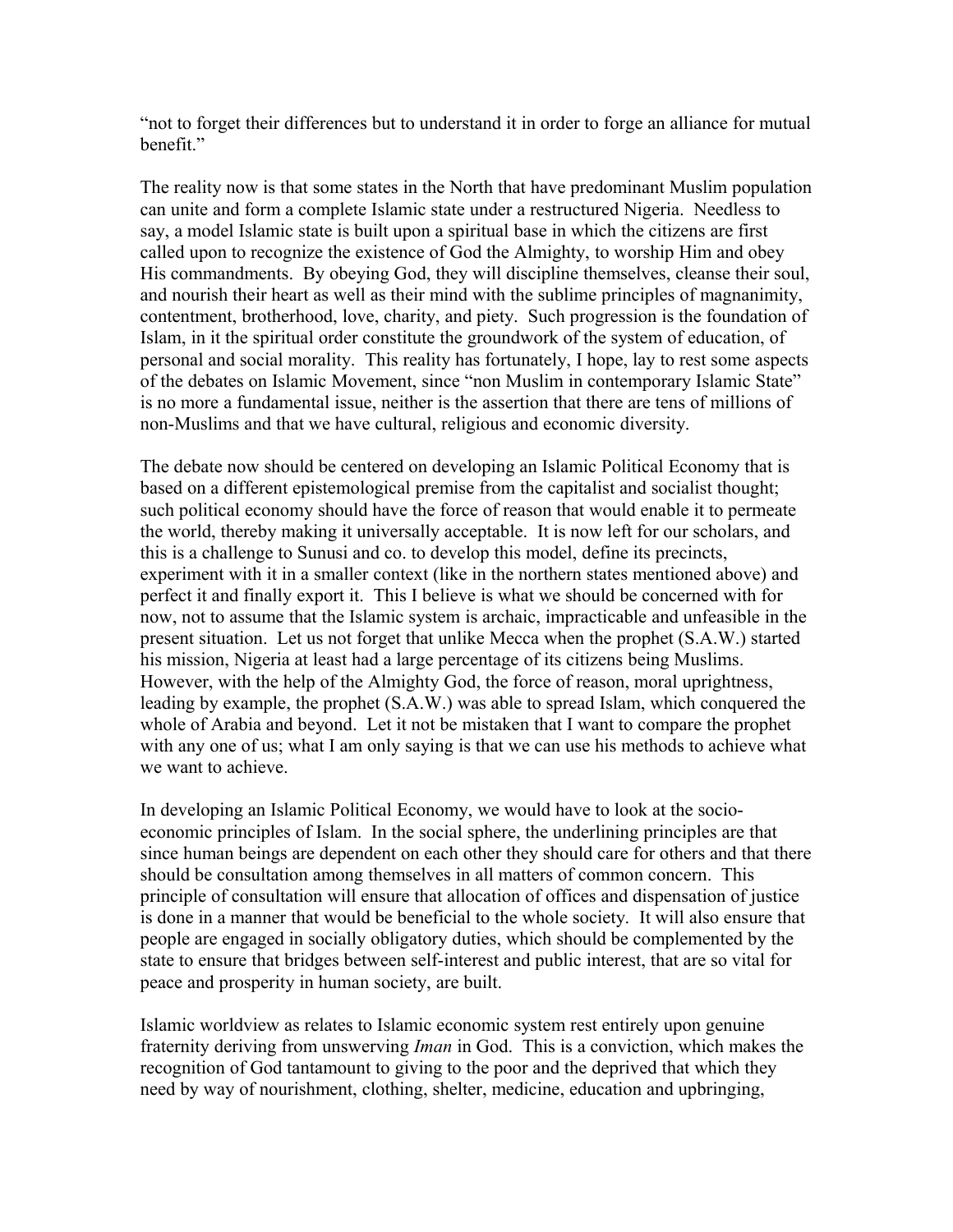"not to forget their differences but to understand it in order to forge an alliance for mutual benefit."

The reality now is that some states in the North that have predominant Muslim population can unite and form a complete Islamic state under a restructured Nigeria. Needless to say, a model Islamic state is built upon a spiritual base in which the citizens are first called upon to recognize the existence of God the Almighty, to worship Him and obey His commandments. By obeying God, they will discipline themselves, cleanse their soul, and nourish their heart as well as their mind with the sublime principles of magnanimity, contentment, brotherhood, love, charity, and piety. Such progression is the foundation of Islam, in it the spiritual order constitute the groundwork of the system of education, of personal and social morality. This reality has fortunately, I hope, lay to rest some aspects of the debates on Islamic Movement, since "non Muslim in contemporary Islamic State" is no more a fundamental issue, neither is the assertion that there are tens of millions of non-Muslims and that we have cultural, religious and economic diversity.

The debate now should be centered on developing an Islamic Political Economy that is based on a different epistemological premise from the capitalist and socialist thought; such political economy should have the force of reason that would enable it to permeate the world, thereby making it universally acceptable. It is now left for our scholars, and this is a challenge to Sunusi and co. to develop this model, define its precincts, experiment with it in a smaller context (like in the northern states mentioned above) and perfect it and finally export it. This I believe is what we should be concerned with for now, not to assume that the Islamic system is archaic, impracticable and unfeasible in the present situation. Let us not forget that unlike Mecca when the prophet (S.A.W.) started his mission, Nigeria at least had a large percentage of its citizens being Muslims. However, with the help of the Almighty God, the force of reason, moral uprightness, leading by example, the prophet (S.A.W.) was able to spread Islam, which conquered the whole of Arabia and beyond. Let it not be mistaken that I want to compare the prophet with any one of us; what I am only saying is that we can use his methods to achieve what we want to achieve.

In developing an Islamic Political Economy, we would have to look at the socio-economic principles of Islam. In the social sphere, the underlining principles are that since human beings are dependent on each other they should care for others and that there should be consultation among themselves in all matters of common concern. This principle of consultation will ensure that allocation of offices and dispensation of justice is done in a manner that would be beneficial to the whole society. It will also ensure that people are engaged in socially obligatory duties, which should be complemented by the state to ensure that bridges between self-interest and public interest, that are so vital for peace and prosperity in human society, are built.

Islamic worldview as relates to Islamic economic system rest entirely upon genuine fraternity deriving from unswerving *Iman* in God. This is a conviction, which makes the recognition of God tantamount to giving to the poor and the deprived that which they need by way of nourishment, clothing, shelter, medicine, education and upbringing,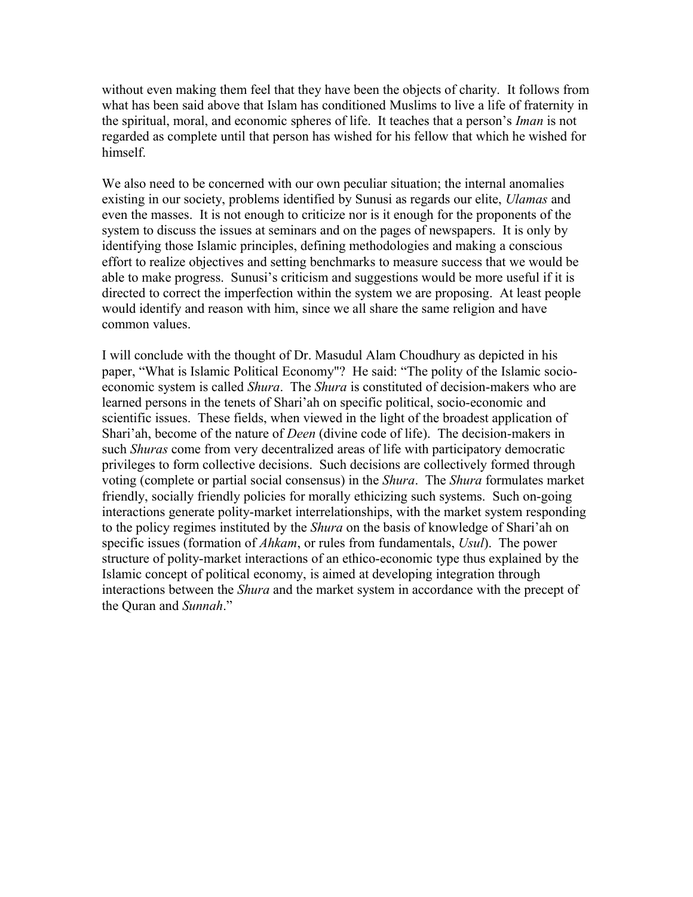without even making them feel that they have been the objects of charity. It follows from what has been said above that Islam has conditioned Muslims to live a life of fraternity in the spiritual, moral, and economic spheres of life. It teaches that a person's *Iman* is not regarded as complete until that person has wished for his fellow that which he wished for himself.

We also need to be concerned with our own peculiar situation; the internal anomalies existing in our society, problems identified by Sunusi as regards our elite, *Ulamas* and even the masses. It is not enough to criticize nor is it enough for the proponents of the system to discuss the issues at seminars and on the pages of newspapers. It is only by identifying those Islamic principles, defining methodologies and making a conscious effort to realize objectives and setting benchmarks to measure success that we would be able to make progress. Sunusi's criticism and suggestions would be more useful if it is directed to correct the imperfection within the system we are proposing. At least people would identify and reason with him, since we all share the same religion and have common values.

I will conclude with the thought of Dr. Masudul Alam Choudhury as depicted in his paper, "What is Islamic Political Economy"? He said: "The polity of the Islamic socio-economic system is called *Shura*. The *Shura* is constituted of decision-makers who are learned persons in the tenets of Shari'ah on specific political, socio-economic and scientific issues. These fields, when viewed in the light of the broadest application of Shari'ah, become of the nature of *Deen* (divine code of life). The decision-makers in such *Shuras* come from very decentralized areas of life with participatory democratic privileges to form collective decisions. Such decisions are collectively formed through voting (complete or partial social consensus) in the *Shura*. The *Shura* formulates market friendly, socially friendly policies for morally ethicizing such systems. Such on-going interactions generate polity-market interrelationships, with the market system responding to the policy regimes instituted by the *Shura* on the basis of knowledge of Shari'ah on specific issues (formation of *Ahkam*, or rules from fundamentals, *Usul*). The power structure of polity-market interactions of an ethico-economic type thus explained by the Islamic concept of political economy, is aimed at developing integration through interactions between the *Shura* and the market system in accordance with the precept of the Quran and *Sunnah*."